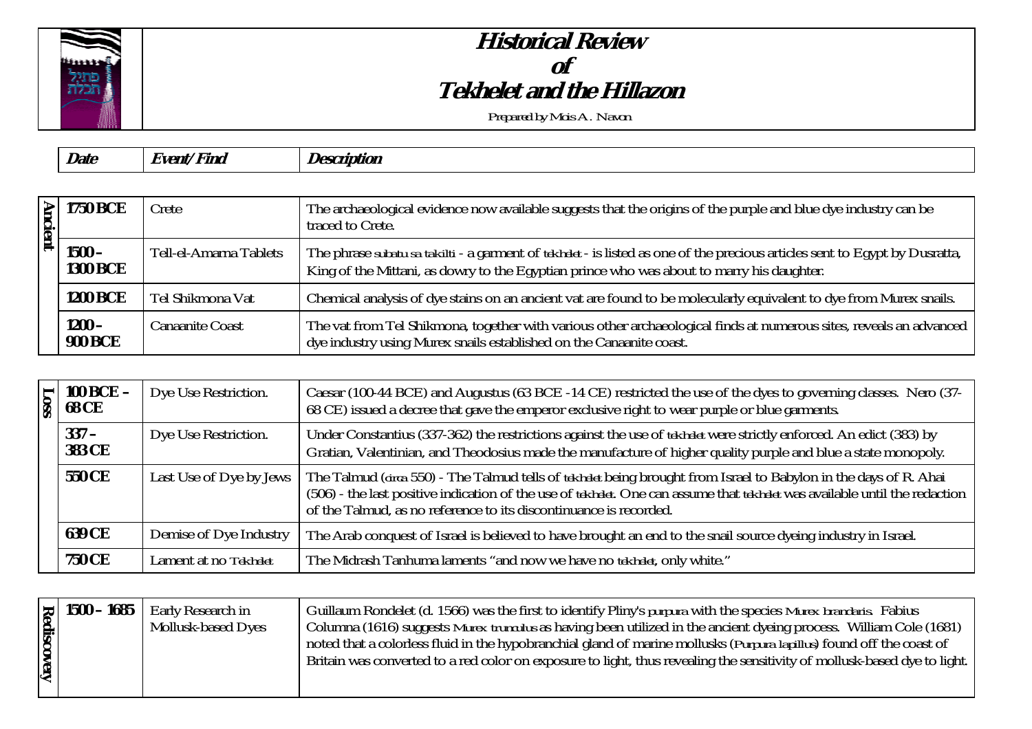# Historical Review of Tekhelet and the Hillazon

Prepared by Mois A. Navon

| | Date | Event/Find | Description |
|---|---|---|---|
| **Ancient** | **1750 BCE** | Crete | The archaeological evidence now available suggests that the origins of the purple and blue dye industry can be traced to Crete. |
| | **1500 – 1300 BCE** | Tell-el-Amarna Tablets | The phrase subatu sa takilti - a garment of tekhelet - is listed as one of the precious articles sent to Egypt by Dusratta, King of the Mittani, as dowry to the Egyptian prince who was about to marry his daughter. |
| | **1200 BCE** | Tel Shikmona Vat | Chemical analysis of dye stains on an ancient vat are found to be molecularly equivalent to dye from Murex snails. |
| | **1200 – 900 BCE** | Canaanite Coast | The vat from Tel Shikmona, together with various other archaeological finds at numerous sites, reveals an advanced dye industry using Murex snails established on the Canaanite coast. |
| **Loss** | **100 BCE – 68 CE** | Dye Use Restriction. | Caesar (100-44 BCE) and Augustus (63 BCE -14 CE) restricted the use of the dyes to governing classes. Nero (37-68 CE) issued a decree that gave the emperor exclusive right to wear purple or blue garments. |
| | **337 – 383 CE** | Dye Use Restriction. | Under Constantius (337-362) the restrictions against the use of tekhelet were strictly enforced. An edict (383) by Gratian, Valentinian, and Theodosius made the manufacture of higher quality purple and blue a state monopoly. |
| | **550 CE** | Last Use of Dye by Jews | The Talmud (circa 550) - The Talmud tells of tekhelet being brought from Israel to Babylon in the days of R. Ahai (506) - the last positive indication of the use of tekhelet. One can assume that tekhelet was available until the redaction of the Talmud, as no reference to its discontinuance is recorded. |
| | **639 CE** | Demise of Dye Industry | The Arab conquest of Israel is believed to have brought an end to the snail source dyeing industry in Israel. |
| | **750 CE** | Lament at no Tekhelet | The Midrash Tanhuma laments "and now we have no tekhelet, only white." |
| **Rediscovery** | **1500 – 1685** | Early Research in Mollusk-based Dyes | Guillaum Rondelet (d. 1566) was the first to identify Pliny's purpura with the species Murex brandaris. Fabius Columna (1616) suggests Murex trunculus as having been utilized in the ancient dyeing process. William Cole (1681) noted that a colorless fluid in the hypobranchial gland of marine mollusks (Purpura lapillus) found off the coast of Britain was converted to a red color on exposure to light, thus revealing the sensitivity of mollusk-based dye to light. |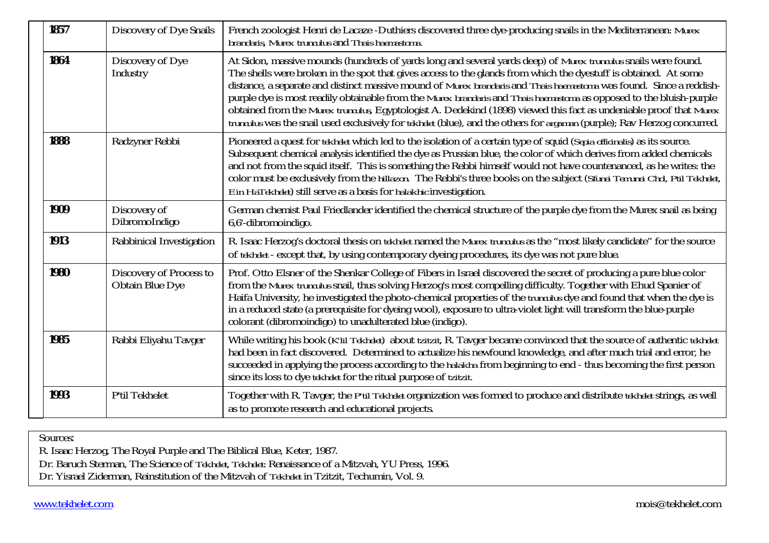| | | |
|---|---|---|
| 1857 | Discovery of Dye Snails | French zoologist Henri de Lacaze -Duthiers discovered three dye-producing snails in the Mediterranean: *Murex brandaris, Murex trunculus* and *Thais haemastoma*. |
| 1864 | Discovery of Dye Industry | At Sidon, massive mounds (hundreds of yards long and several yards deep) of *Murex trunculus* snails were found. The shells were broken in the spot that gives access to the glands from which the dyestuff is obtained. At some distance, a separate and distinct massive mound of *Murex brandaris* and *Thais haemastoma* was found. Since a reddish-purple dye is most readily obtainable from the *Murex brandaris* and *Thais haemastoma* as opposed to the bluish-purple obtained from the *Murex trunculus*, Egyptologist A. Dedekind (1898) viewed this fact as undeniable proof that *Murex trunculus* was the snail used exclusively for *tekhelet* (blue), and the others for *argaman* (purple); Rav Herzog concurred. |
| 1888 | Radzyner Rebbi | Pioneered a quest for *tekhelet* which led to the isolation of a certain type of squid (*Sepia officinalis*) as its source. Subsequent chemical analysis identified the dye as Prussian blue, the color of which derives from added chemicals and not from the squid itself. This is something the Rebbi himself would not have countenanced, as he writes: the color must be exclusively from the *hillazon*. The Rebbi's three books on the subject (*Sfunei Temunei Chol, Ptil Tekhelet, E'in HaTekhelet*) still serve as a basis for *halakhic* investigation. |
| 1909 | Discovery of DibromoIndigo | German chemist Paul Friedlander identified the chemical structure of the purple dye from the Murex snail as being 6,6'-dibromoindigo. |
| 1913 | Rabbinical Investigation | R. Isaac Herzog's doctoral thesis on *tekhelet* named the *Murex trunculus* as the "most likely candidate" for the source of *tekhelet* - except that, by using contemporary dyeing procedures, its dye was not pure blue. |
| 1980 | Discovery of Process to Obtain Blue Dye | Prof. Otto Elsner of the Shenkar College of Fibers in Israel discovered the secret of producing a pure blue color from the *Murex trunculus* snail, thus solving Herzog's most compelling difficulty. Together with Ehud Spanier of Haifa University, he investigated the photo-chemical properties of the *trunculus* dye and found that when the dye is in a reduced state (a prerequisite for dyeing wool), exposure to ultra-violet light will transform the blue-purple colorant (dibromoindigo) to unadulterated blue (indigo). |
| 1985 | Rabbi Eliyahu Tavger | While writing his book (*K'lil Tekhelet*) about *tzitzit*, R. Tavger became convinced that the source of authentic *tekhelet* had been in fact discovered. Determined to actualize his newfound knowledge, and after much trial and error, he succeeded in applying the process according to the *halakha* from beginning to end - thus becoming the first person since its loss to dye *tekhelet* for the ritual purpose of *tzitzit*. |
| 1993 | P'til Tekhelet | Together with R. Tavger, the *P'til Tekhelet* organization was formed to produce and distribute *tekhelet* strings, as well as to promote research and educational projects. |

Sources:
R. Isaac Herzog, The Royal Purple and The Biblical Blue, Keter, 1987.
Dr. Baruch Sterman, The Science of *Tekhelet*, *Tekhelet*: Renaissance of a Mitzvah, YU Press, 1996.
Dr. Yisrael Ziderman, Reinstitution of the Mitzvah of *Tekhelet* in Tzitzit, Techumin, Vol. 9.

www.tekhelet.com mois@tekhelet.com